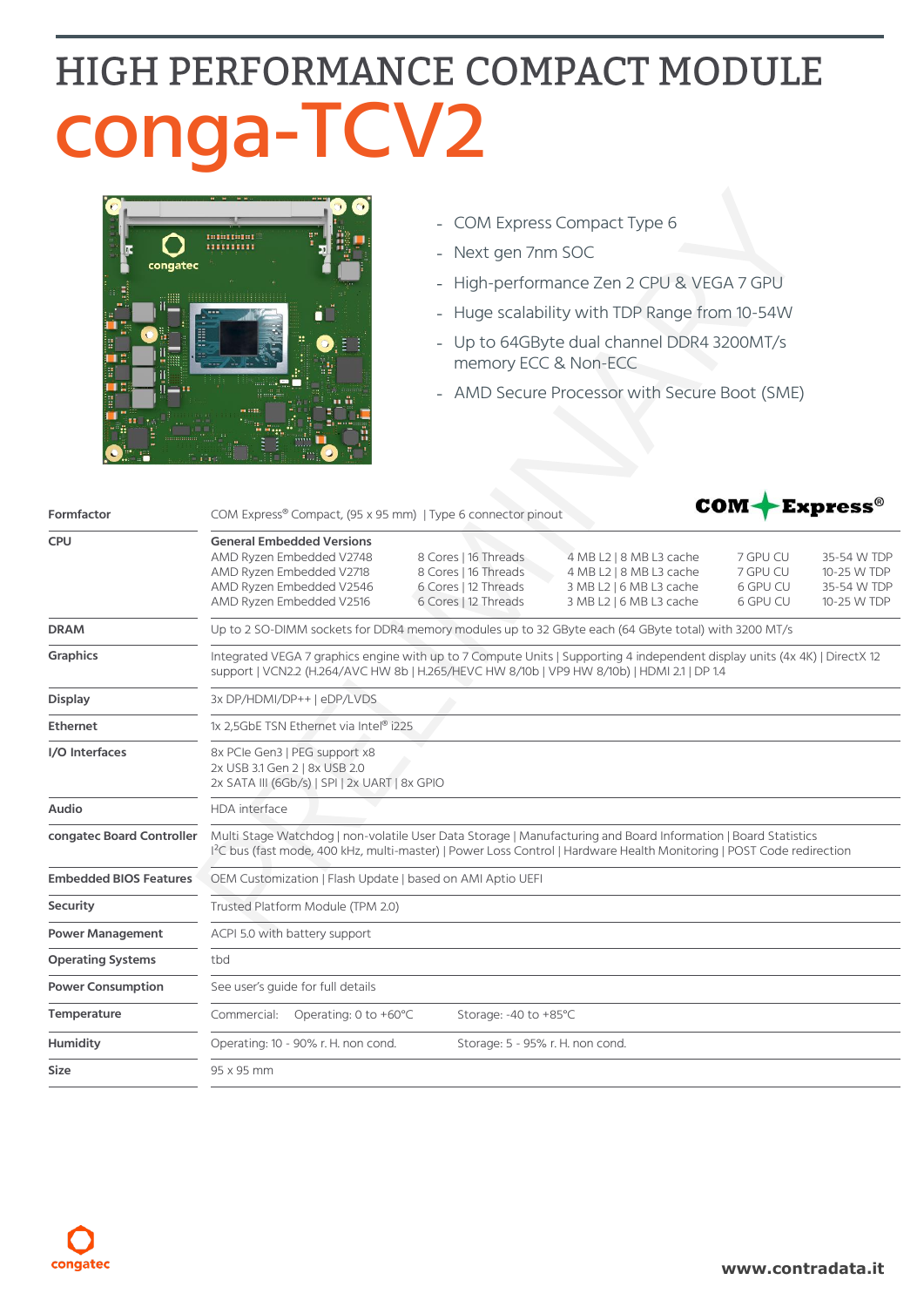# HIGH PERFORMANCE COMPACT MODULE

# conga-TCV2

- COM Express Compact Type 6
- Next gen 7nm SOC
- High-performance Zen 2 CPU & VEGA 7 GPU
- Huge scalability with TDP Range from 10-54W
- Up to 64GByte dual channel DDR4 3200MT/s memory ECC & Non-ECC
- AMD Secure Processor with Secure Boot (SME)

| | | | | | |
|---|---|---|---|---|---|
| **Formfactor** | COM Express® Compact, (95 x 95 mm) \| Type 6 connector pinout | | | | |
| **CPU** | **General Embedded Versions** | | | | |
| | AMD Ryzen Embedded V2748 | 8 Cores \| 16 Threads | 4 MB L2 \| 8 MB L3 cache | 7 GPU CU | 35-54 W TDP |
| | AMD Ryzen Embedded V2718 | 8 Cores \| 16 Threads | 4 MB L2 \| 8 MB L3 cache | 7 GPU CU | 10-25 W TDP |
| | AMD Ryzen Embedded V2546 | 6 Cores \| 12 Threads | 3 MB L2 \| 6 MB L3 cache | 6 GPU CU | 35-54 W TDP |
| | AMD Ryzen Embedded V2516 | 6 Cores \| 12 Threads | 3 MB L2 \| 6 MB L3 cache | 6 GPU CU | 10-25 W TDP |
| **DRAM** | Up to 2 SO-DIMM sockets for DDR4 memory modules up to 32 GByte each (64 GByte total) with 3200 MT/s | | | | |
| **Graphics** | Integrated VEGA 7 graphics engine with up to 7 Compute Units \| Supporting 4 independent display units (4x 4K) \| DirectX 12 support \| VCN2.2 (H.264/AVC HW 8b \| H.265/HEVC HW 8/10b \| VP9 HW 8/10b) \| HDMI 2.1 \| DP 1.4 | | | | |
| **Display** | 3x DP/HDMI/DP++ \| eDP/LVDS | | | | |
| **Ethernet** | 1x 2,5GbE TSN Ethernet via Intel® i225 | | | | |
| **I/O Interfaces** | 8x PCIe Gen3 \| PEG support x8<br>2x USB 3.1 Gen 2 \| 8x USB 2.0<br>2x SATA III (6Gb/s) \| SPI \| 2x UART \| 8x GPIO | | | | |
| **Audio** | HDA interface | | | | |
| **congatec Board Controller** | Multi Stage Watchdog \| non-volatile User Data Storage \| Manufacturing and Board Information \| Board Statistics<br>I²C bus (fast mode, 400 kHz, multi-master) \| Power Loss Control \| Hardware Health Monitoring \| POST Code redirection | | | | |
| **Embedded BIOS Features** | OEM Customization \| Flash Update \| based on AMI Aptio UEFI | | | | |
| **Security** | Trusted Platform Module (TPM 2.0) | | | | |
| **Power Management** | ACPI 5.0 with battery support | | | | |
| **Operating Systems** | tbd | | | | |
| **Power Consumption** | See user's guide for full details | | | | |
| **Temperature** | Commercial: Operating: 0 to +60°C | Storage: -40 to +85°C | | | |
| **Humidity** | Operating: 10 - 90% r. H. non cond. | Storage: 5 - 95% r. H. non cond. | | | |
| **Size** | 95 x 95 mm | | | | |

www.contradata.it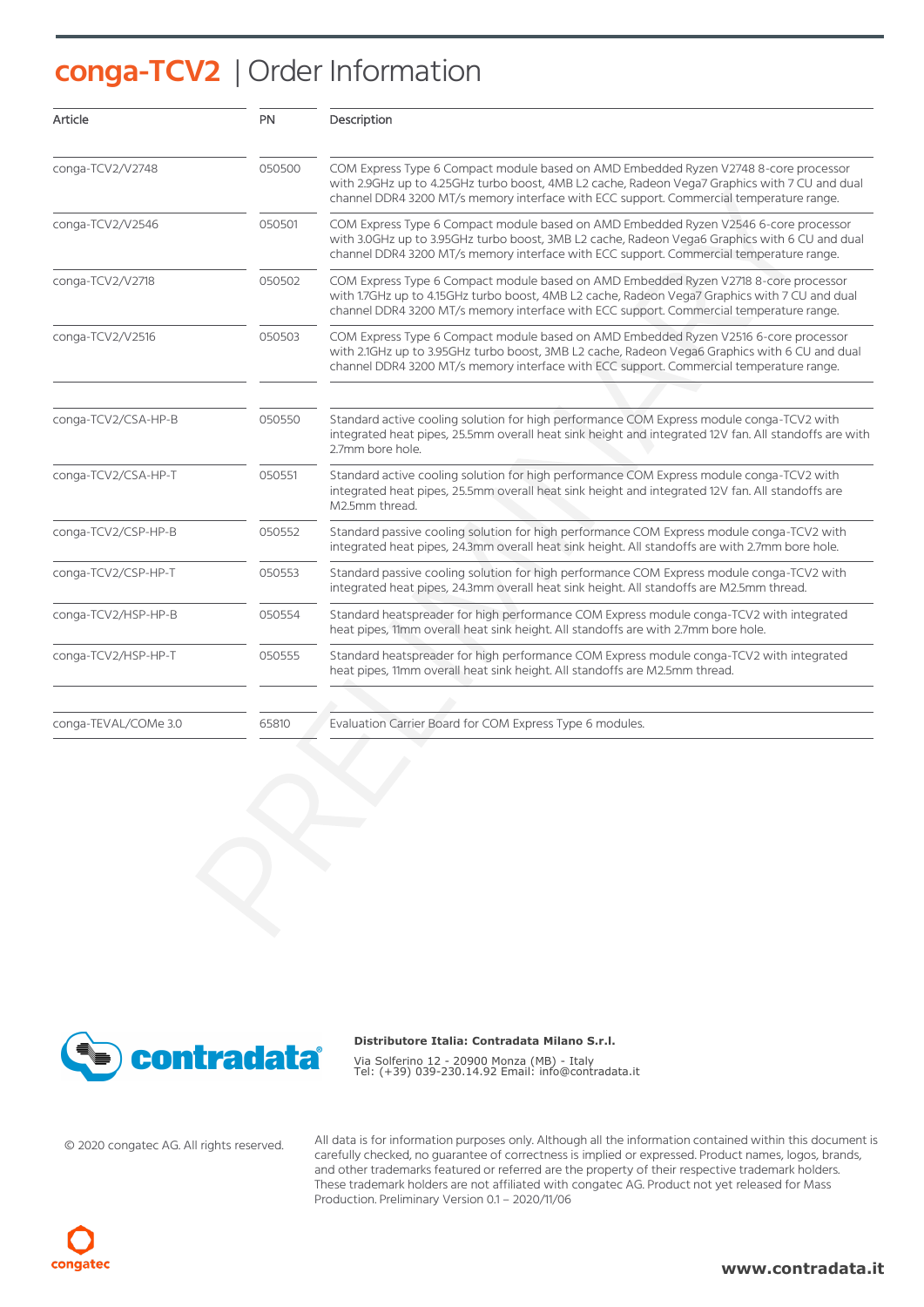# conga-TCV2 | Order Information

| Article | PN | Description |
|---|---|---|
| conga-TCV2/V2748 | 050500 | COM Express Type 6 Compact module based on AMD Embedded Ryzen V2748 8-core processor with 2.9GHz up to 4.25GHz turbo boost, 4MB L2 cache, Radeon Vega7 Graphics with 7 CU and dual channel DDR4 3200 MT/s memory interface with ECC support. Commercial temperature range. |
| conga-TCV2/V2546 | 050501 | COM Express Type 6 Compact module based on AMD Embedded Ryzen V2546 6-core processor with 3.0GHz up to 3.95GHz turbo boost, 3MB L2 cache, Radeon Vega6 Graphics with 6 CU and dual channel DDR4 3200 MT/s memory interface with ECC support. Commercial temperature range. |
| conga-TCV2/V2718 | 050502 | COM Express Type 6 Compact module based on AMD Embedded Ryzen V2718 8-core processor with 1.7GHz up to 4.15GHz turbo boost, 4MB L2 cache, Radeon Vega7 Graphics with 7 CU and dual channel DDR4 3200 MT/s memory interface with ECC support. Commercial temperature range. |
| conga-TCV2/V2516 | 050503 | COM Express Type 6 Compact module based on AMD Embedded Ryzen V2516 6-core processor with 2.1GHz up to 3.95GHz turbo boost, 3MB L2 cache, Radeon Vega6 Graphics with 6 CU and dual channel DDR4 3200 MT/s memory interface with ECC support. Commercial temperature range. |
| | | |
| conga-TCV2/CSA-HP-B | 050550 | Standard active cooling solution for high performance COM Express module conga-TCV2 with integrated heat pipes, 25.5mm overall heat sink height and integrated 12V fan. All standoffs are with 2.7mm bore hole. |
| conga-TCV2/CSA-HP-T | 050551 | Standard active cooling solution for high performance COM Express module conga-TCV2 with integrated heat pipes, 25.5mm overall heat sink height and integrated 12V fan. All standoffs are M2.5mm thread. |
| conga-TCV2/CSP-HP-B | 050552 | Standard passive cooling solution for high performance COM Express module conga-TCV2 with integrated heat pipes, 24.3mm overall heat sink height. All standoffs are with 2.7mm bore hole. |
| conga-TCV2/CSP-HP-T | 050553 | Standard passive cooling solution for high performance COM Express module conga-TCV2 with integrated heat pipes, 24.3mm overall heat sink height. All standoffs are M2.5mm thread. |
| conga-TCV2/HSP-HP-B | 050554 | Standard heatspreader for high performance COM Express module conga-TCV2 with integrated heat pipes, 11mm overall heat sink height. All standoffs are with 2.7mm bore hole. |
| conga-TCV2/HSP-HP-T | 050555 | Standard heatspreader for high performance COM Express module conga-TCV2 with integrated heat pipes, 11mm overall heat sink height. All standoffs are M2.5mm thread. |
| | | |
| conga-TEVAL/COMe 3.0 | 65810 | Evaluation Carrier Board for COM Express Type 6 modules. |

**Distributore Italia: Contradata Milano S.r.l.**

Via Solferino 12 - 20900 Monza (MB) - Italy
Tel: (+39) 039-230.14.92 Email: info@contradata.it

© 2020 congatec AG. All rights reserved.

All data is for information purposes only. Although all the information contained within this document is carefully checked, no guarantee of correctness is implied or expressed. Product names, logos, brands, and other trademarks featured or referred are the property of their respective trademark holders. These trademark holders are not affiliated with congatec AG. Product not yet released for Mass Production. Preliminary Version 0.1 – 2020/11/06

www.contradata.it